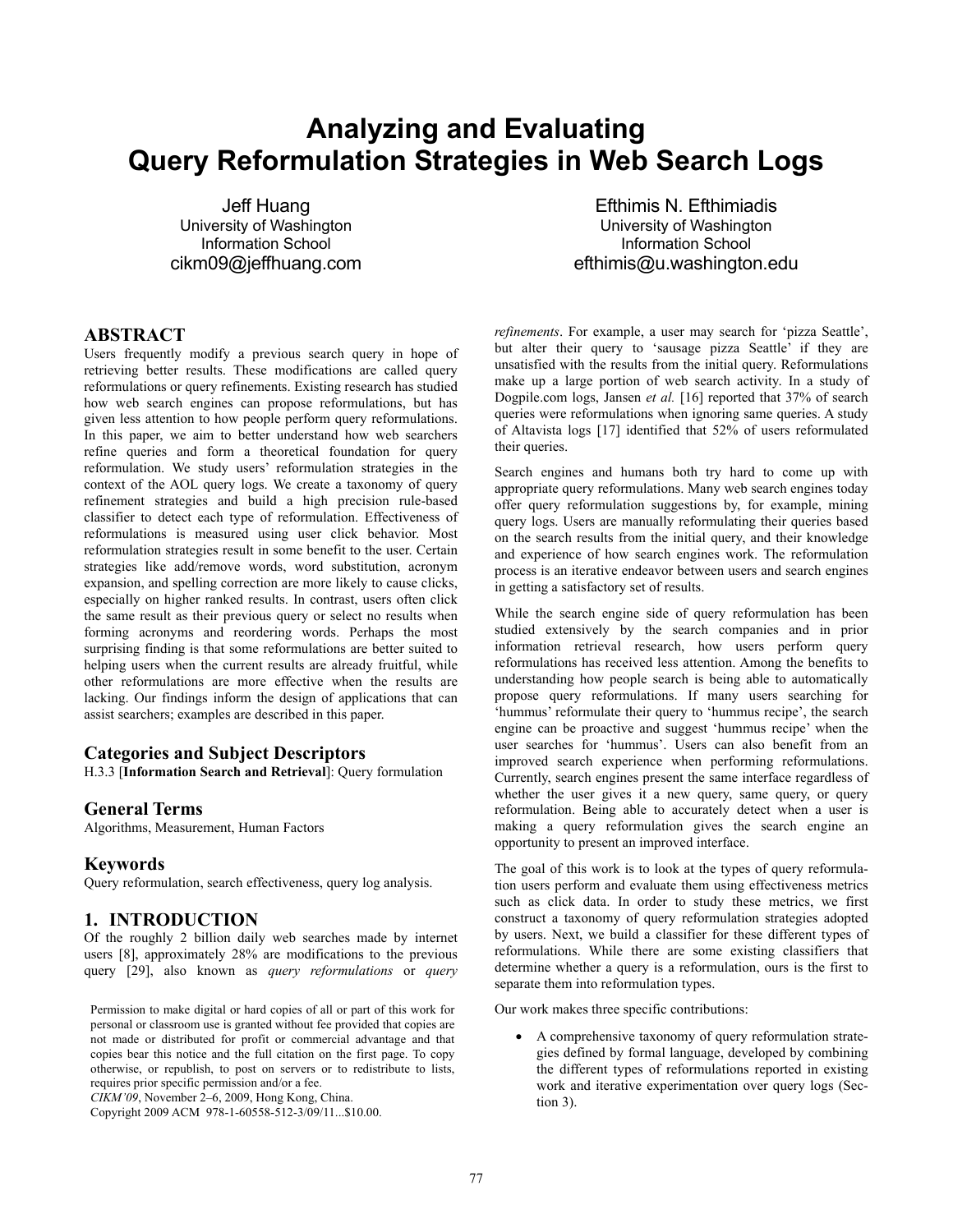# Analyzing and Evaluating Query Reformulation Strategies in Web Search Logs

Jeff Huang
University of Washington
Information School
cikm09@jeffhuang.com

Efthimis N. Efthimiadis
University of Washington
Information School
efthimis@u.washington.edu

## ABSTRACT

Users frequently modify a previous search query in hope of retrieving better results. These modifications are called query reformulations or query refinements. Existing research has studied how web search engines can propose reformulations, but has given less attention to how people perform query reformulations. In this paper, we aim to better understand how web searchers refine queries and form a theoretical foundation for query reformulation. We study users' reformulation strategies in the context of the AOL query logs. We create a taxonomy of query refinement strategies and build a high precision rule-based classifier to detect each type of reformulation. Effectiveness of reformulations is measured using user click behavior. Most reformulation strategies result in some benefit to the user. Certain strategies like add/remove words, word substitution, acronym expansion, and spelling correction are more likely to cause clicks, especially on higher ranked results. In contrast, users often click the same result as their previous query or select no results when forming acronyms and reordering words. Perhaps the most surprising finding is that some reformulations are better suited to helping users when the current results are already fruitful, while other reformulations are more effective when the results are lacking. Our findings inform the design of applications that can assist searchers; examples are described in this paper.

## Categories and Subject Descriptors

H.3.3 [**Information Search and Retrieval**]: Query formulation

## General Terms

Algorithms, Measurement, Human Factors

## Keywords

Query reformulation, search effectiveness, query log analysis.

## 1. INTRODUCTION

Of the roughly 2 billion daily web searches made by internet users [8], approximately 28% are modifications to the previous query [29], also known as *query reformulations* or *query refinements*. For example, a user may search for 'pizza Seattle', but alter their query to 'sausage pizza Seattle' if they are unsatisfied with the results from the initial query. Reformulations make up a large portion of web search activity. In a study of Dogpile.com logs, Jansen *et al.* [16] reported that 37% of search queries were reformulations when ignoring same queries. A study of Altavista logs [17] identified that 52% of users reformulated their queries.

Search engines and humans both try hard to come up with appropriate query reformulations. Many web search engines today offer query reformulation suggestions by, for example, mining query logs. Users are manually reformulating their queries based on the search results from the initial query, and their knowledge and experience of how search engines work. The reformulation process is an iterative endeavor between users and search engines in getting a satisfactory set of results.

While the search engine side of query reformulation has been studied extensively by the search companies and in prior information retrieval research, how users perform query reformulations has received less attention. Among the benefits to understanding how people search is being able to automatically propose query reformulations. If many users searching for 'hummus' reformulate their query to 'hummus recipe', the search engine can be proactive and suggest 'hummus recipe' when the user searches for 'hummus'. Users can also benefit from an improved search experience when performing reformulations. Currently, search engines present the same interface regardless of whether the user gives it a new query, same query, or query reformulation. Being able to accurately detect when a user is making a query reformulation gives the search engine an opportunity to present an improved interface.

The goal of this work is to look at the types of query reformulation users perform and evaluate them using effectiveness metrics such as click data. In order to study these metrics, we first construct a taxonomy of query reformulation strategies adopted by users. Next, we build a classifier for these different types of reformulations. While there are some existing classifiers that determine whether a query is a reformulation, ours is the first to separate them into reformulation types.

Our work makes three specific contributions:

- A comprehensive taxonomy of query reformulation strategies defined by formal language, developed by combining the different types of reformulations reported in existing work and iterative experimentation over query logs (Section 3).

Permission to make digital or hard copies of all or part of this work for personal or classroom use is granted without fee provided that copies are not made or distributed for profit or commercial advantage and that copies bear this notice and the full citation on the first page. To copy otherwise, or republish, to post on servers or to redistribute to lists, requires prior specific permission and/or a fee.
*CIKM'09*, November 2–6, 2009, Hong Kong, China.
Copyright 2009 ACM 978-1-60558-512-3/09/11...$10.00.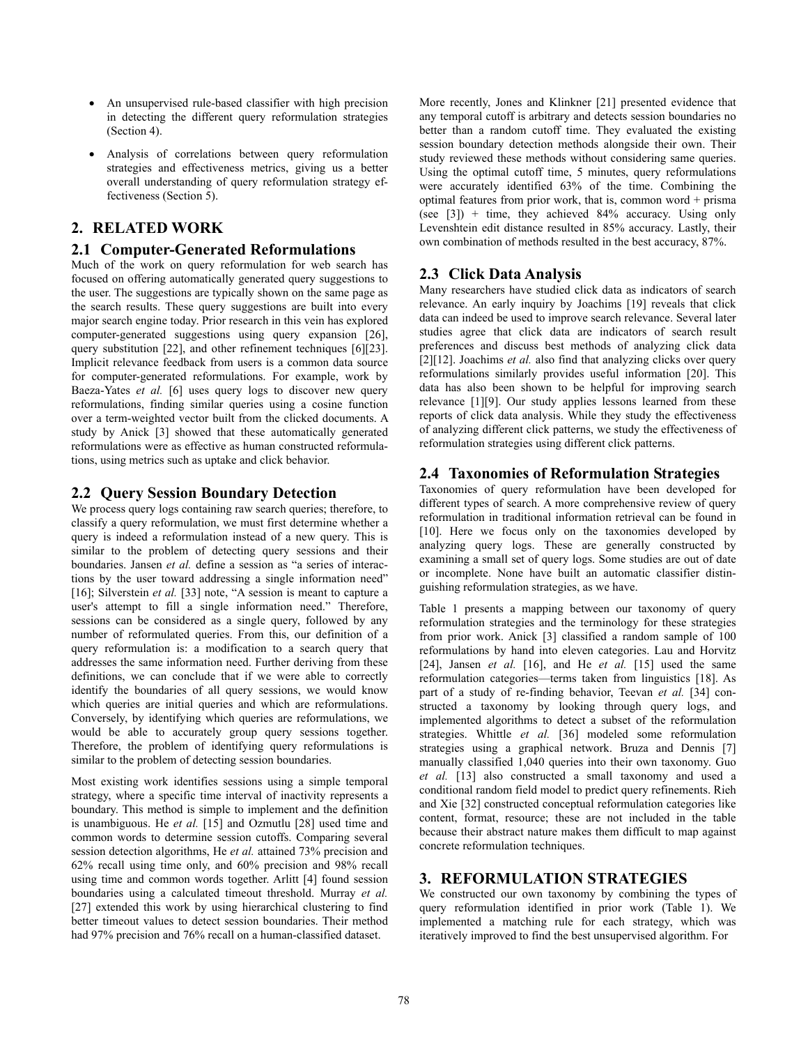- An unsupervised rule-based classifier with high precision in detecting the different query reformulation strategies (Section 4).
- Analysis of correlations between query reformulation strategies and effectiveness metrics, giving us a better overall understanding of query reformulation strategy effectiveness (Section 5).

## 2. RELATED WORK

### 2.1 Computer-Generated Reformulations

Much of the work on query reformulation for web search has focused on offering automatically generated query suggestions to the user. The suggestions are typically shown on the same page as the search results. These query suggestions are built into every major search engine today. Prior research in this vein has explored computer-generated suggestions using query expansion [26], query substitution [22], and other refinement techniques [6][23]. Implicit relevance feedback from users is a common data source for computer-generated reformulations. For example, work by Baeza-Yates *et al.* [6] uses query logs to discover new query reformulations, finding similar queries using a cosine function over a term-weighted vector built from the clicked documents. A study by Anick [3] showed that these automatically generated reformulations were as effective as human constructed reformulations, using metrics such as uptake and click behavior.

### 2.2 Query Session Boundary Detection

We process query logs containing raw search queries; therefore, to classify a query reformulation, we must first determine whether a query is indeed a reformulation instead of a new query. This is similar to the problem of detecting query sessions and their boundaries. Jansen *et al.* define a session as "a series of interactions by the user toward addressing a single information need" [16]; Silverstein *et al.* [33] note, "A session is meant to capture a user's attempt to fill a single information need." Therefore, sessions can be considered as a single query, followed by any number of reformulated queries. From this, our definition of a query reformulation is: a modification to a search query that addresses the same information need. Further deriving from these definitions, we can conclude that if we were able to correctly identify the boundaries of all query sessions, we would know which queries are initial queries and which are reformulations. Conversely, by identifying which queries are reformulations, we would be able to accurately group query sessions together. Therefore, the problem of identifying query reformulations is similar to the problem of detecting session boundaries.

Most existing work identifies sessions using a simple temporal strategy, where a specific time interval of inactivity represents a boundary. This method is simple to implement and the definition is unambiguous. He *et al.* [15] and Ozmutlu [28] used time and common words to determine session cutoffs. Comparing several session detection algorithms, He *et al.* attained 73% precision and 62% recall using time only, and 60% precision and 98% recall using time and common words together. Arlitt [4] found session boundaries using a calculated timeout threshold. Murray *et al.* [27] extended this work by using hierarchical clustering to find better timeout values to detect session boundaries. Their method had 97% precision and 76% recall on a human-classified dataset.

More recently, Jones and Klinkner [21] presented evidence that any temporal cutoff is arbitrary and detects session boundaries no better than a random cutoff time. They evaluated the existing session boundary detection methods alongside their own. Their study reviewed these methods without considering same queries. Using the optimal cutoff time, 5 minutes, query reformulations were accurately identified 63% of the time. Combining the optimal features from prior work, that is, common word + prisma (see [3]) + time, they achieved 84% accuracy. Using only Levenshtein edit distance resulted in 85% accuracy. Lastly, their own combination of methods resulted in the best accuracy, 87%.

### 2.3 Click Data Analysis

Many researchers have studied click data as indicators of search relevance. An early inquiry by Joachims [19] reveals that click data can indeed be used to improve search relevance. Several later studies agree that click data are indicators of search result preferences and discuss best methods of analyzing click data [2][12]. Joachims *et al.* also find that analyzing clicks over query reformulations similarly provides useful information [20]. This data has also been shown to be helpful for improving search relevance [1][9]. Our study applies lessons learned from these reports of click data analysis. While they study the effectiveness of analyzing different click patterns, we study the effectiveness of reformulation strategies using different click patterns.

### 2.4 Taxonomies of Reformulation Strategies

Taxonomies of query reformulation have been developed for different types of search. A more comprehensive review of query reformulation in traditional information retrieval can be found in [10]. Here we focus only on the taxonomies developed by analyzing query logs. These are generally constructed by examining a small set of query logs. Some studies are out of date or incomplete. None have built an automatic classifier distinguishing reformulation strategies, as we have.

Table 1 presents a mapping between our taxonomy of query reformulation strategies and the terminology for these strategies from prior work. Anick [3] classified a random sample of 100 reformulations by hand into eleven categories. Lau and Horvitz [24], Jansen *et al.* [16], and He *et al.* [15] used the same reformulation categories—terms taken from linguistics [18]. As part of a study of re-finding behavior, Teevan *et al.* [34] constructed a taxonomy by looking through query logs, and implemented algorithms to detect a subset of the reformulation strategies. Whittle *et al.* [36] modeled some reformulation strategies using a graphical network. Bruza and Dennis [7] manually classified 1,040 queries into their own taxonomy. Guo *et al.* [13] also constructed a small taxonomy and used a conditional random field model to predict query refinements. Rieh and Xie [32] constructed conceptual reformulation categories like content, format, resource; these are not included in the table because their abstract nature makes them difficult to map against concrete reformulation techniques.

## 3. REFORMULATION STRATEGIES

We constructed our own taxonomy by combining the types of query reformulation identified in prior work (Table 1). We implemented a matching rule for each strategy, which was iteratively improved to find the best unsupervised algorithm. For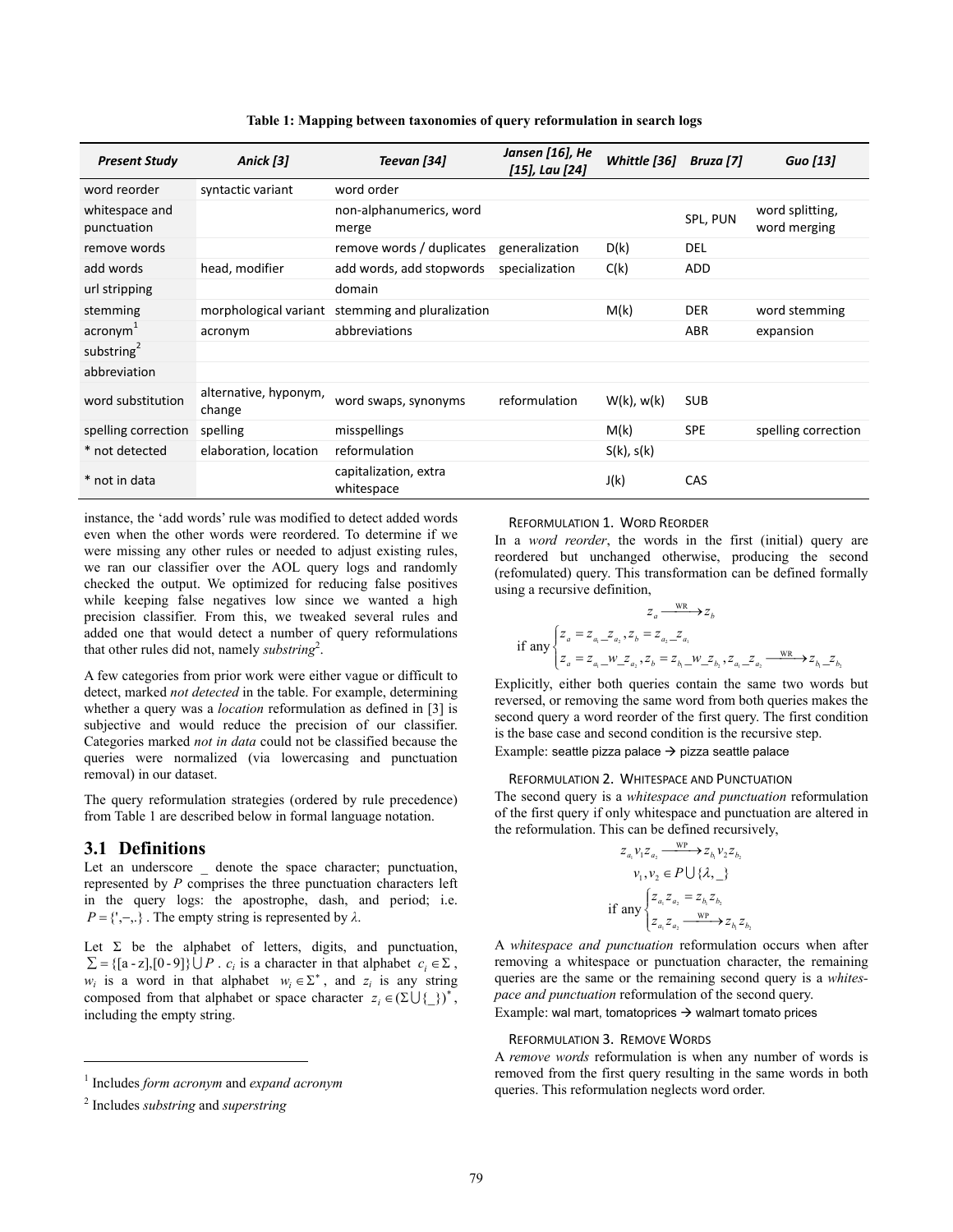**Table 1: Mapping between taxonomies of query reformulation in search logs**

| *Present Study* | *Anick [3]* | *Teevan [34]* | *Jansen [16], He [15], Lau [24]* | *Whittle [36]* | *Bruza [7]* | *Guo [13]* |
|---|---|---|---|---|---|---|
| word reorder | syntactic variant | word order | | | | |
| whitespace and punctuation | | non-alphanumerics, word merge | | | SPL, PUN | word splitting, word merging |
| remove words | | remove words / duplicates | generalization | D(k) | DEL | |
| add words | head, modifier | add words, add stopwords | specialization | C(k) | ADD | |
| url stripping | | domain | | | | |
| stemming | morphological variant | stemming and pluralization | | M(k) | DER | word stemming |
| acronym[1] | acronym | abbreviations | | | ABR | expansion |
| substring[2] | | | | | | |
| abbreviation | | | | | | |
| word substitution | alternative, hyponym, change | word swaps, synonyms | reformulation | W(k), w(k) | SUB | |
| spelling correction | spelling | misspellings | | M(k) | SPE | spelling correction |
| * not detected | elaboration, location | reformulation | | S(k), s(k) | | |
| * not in data | | capitalization, extra whitespace | | J(k) | CAS | |

instance, the 'add words' rule was modified to detect added words even when the other words were reordered. To determine if we were missing any other rules or needed to adjust existing rules, we ran our classifier over the AOL query logs and randomly checked the output. We optimized for reducing false positives while keeping false negatives low since we wanted a high precision classifier. From this, we tweaked several rules and added one that would detect a number of query reformulations that other rules did not, namely *substring*[2].

A few categories from prior work were either vague or difficult to detect, marked *not detected* in the table. For example, determining whether a query was a *location* reformulation as defined in [3] is subjective and would reduce the precision of our classifier. Categories marked *not in data* could not be classified because the queries were normalized (via lowercasing and punctuation removal) in our dataset.

The query reformulation strategies (ordered by rule precedence) from Table 1 are described below in formal language notation.

## 3.1 Definitions

Let an underscore _ denote the space character; punctuation, represented by $P$ comprises the three punctuation characters left in the query logs: the apostrophe, dash, and period; i.e. $P = \{',-,.\}$. The empty string is represented by $\lambda$.

Let $\Sigma$ be the alphabet of letters, digits, and punctuation, $\Sigma = \{[a-z],[0-9]\} \cup P$. $c_i$ is a character in that alphabet $c_i \in \Sigma$, $w_i$ is a word in that alphabet $w_i \in \Sigma^*$, and $z_i$ is any string composed from that alphabet or space character $z_i \in (\Sigma \cup \{\_\})^*$, including the empty string.

[1] Includes *form acronym* and *expand acronym*

[2] Includes *substring* and *superstring*

REFORMULATION 1. WORD REORDER

In a *word reorder*, the words in the first (initial) query are reordered but unchanged otherwise, producing the second (refomulated) query. This transformation can be defined formally using a recursive definition,

$$z_a \xrightarrow{\text{WR}} z_b$$

$$\text{if any} \begin{cases} z_a = z_{a_1}\_z_{a_2}, z_b = z_{a_2}\_z_{a_1} \\ z_a = z_{a_1}\_w\_z_{a_2}, z_b = z_{b_1}\_w\_z_{b_2}, z_{a_1}\_z_{a_2} \xrightarrow{\text{WR}} z_{b_1}\_z_{b_2} \end{cases}$$

Explicitly, either both queries contain the same two words but reversed, or removing the same word from both queries makes the second query a word reorder of the first query. The first condition is the base case and second condition is the recursive step.

Example: seattle pizza palace → pizza seattle palace

REFORMULATION 2. WHITESPACE AND PUNCTUATION

The second query is a *whitespace and punctuation* reformulation of the first query if only whitespace and punctuation are altered in the reformulation. This can be defined recursively,

$$z_{a_1} v_1 z_{a_2} \xrightarrow{\text{WP}} z_{b_1} v_2 z_{b_2}$$

$$v_1, v_2 \in P \cup \{\lambda, \_\}$$

$$\text{if any} \begin{cases} z_{a_1} z_{a_2} = z_{b_1} z_{b_2} \\ z_{a_1} z_{a_2} \xrightarrow{\text{WP}} z_{b_1} z_{b_2} \end{cases}$$

A *whitespace and punctuation* reformulation occurs when after removing a whitespace or punctuation character, the remaining queries are the same or the remaining second query is a *whitespace and punctuation* reformulation of the second query.

Example: wal mart, tomatoprices → walmart tomato prices

REFORMULATION 3. REMOVE WORDS

A *remove words* reformulation is when any number of words is removed from the first query resulting in the same words in both queries. This reformulation neglects word order.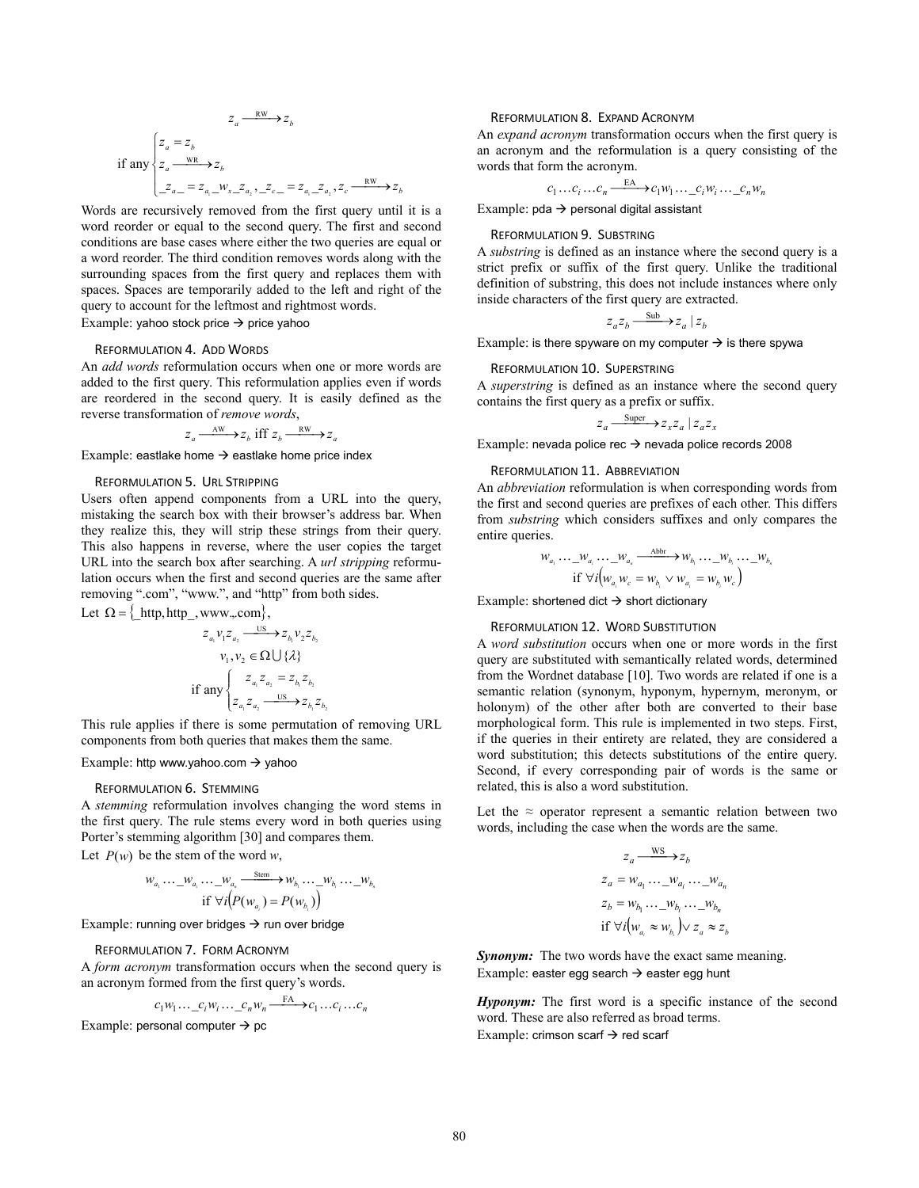$$z_a \xrightarrow{\text{RW}} z_b$$

$$\text{if any} \begin{cases} z_a = z_b \\ z_a \xrightarrow{\text{WR}} z_b \\ \_z_a\_ = z_{a_1}\_w_x\_z_{a_2}, \_z_c\_ = z_{a_1}\_z_{a_2}, z_c \xrightarrow{\text{RW}} z_b \end{cases}$$

Words are recursively removed from the first query until it is a word reorder or equal to the second query. The first and second conditions are base cases where either the two queries are equal or a word reorder. The third condition removes words along with the surrounding spaces from the first query and replaces them with spaces. Spaces are temporarily added to the left and right of the query to account for the leftmost and rightmost words.

Example: yahoo stock price → price yahoo

### Reformulation 4. Add Words

An *add words* reformulation occurs when one or more words are added to the first query. This reformulation applies even if words are reordered in the second query. It is easily defined as the reverse transformation of *remove words*,

$$z_a \xrightarrow{\text{AW}} z_b \text{ iff } z_b \xrightarrow{\text{RW}} z_a$$

Example: eastlake home → eastlake home price index

### Reformulation 5. Url Stripping

Users often append components from a URL into the query, mistaking the search box with their browser's address bar. When they realize this, they will strip these strings from their query. This also happens in reverse, where the user copies the target URL into the search box after searching. A *url stripping* reformulation occurs when the first and second queries are the same after removing ".com", "www.", and "http" from both sides.

Let $\Omega = \{\_\text{http}, \text{http}\_, \text{www.}, \text{.com}\}$,

$$z_{a_1} v_1 z_{a_2} \xrightarrow{\text{US}} z_{b_1} v_2 z_{b_2}$$

$$v_1, v_2 \in \Omega \cup \{\lambda\}$$

$$\text{if any} \begin{cases} z_{a_1} z_{a_2} = z_{b_1} z_{b_2} \\ z_{a_1} z_{a_2} \xrightarrow{\text{US}} z_{b_1} z_{b_2} \end{cases}$$

This rule applies if there is some permutation of removing URL components from both queries that makes them the same.

Example: http www.yahoo.com → yahoo

### Reformulation 6. Stemming

A *stemming* reformulation involves changing the word stems in the first query. The rule stems every word in both queries using Porter's stemming algorithm [30] and compares them.

Let $P(w)$ be the stem of the word $w$,

$$w_{a_1} \ldots \_w_{a_i} \ldots \_w_{a_n} \xrightarrow{\text{Stem}} w_{b_1} \ldots \_w_{b_i} \ldots \_w_{b_n}$$

$$\text{if } \forall i \left( P(w_{a_i}) = P(w_{b_i}) \right)$$

Example: running over bridges → run over bridge

### Reformulation 7. Form Acronym

A *form acronym* transformation occurs when the second query is an acronym formed from the first query's words.

$$c_1 w_1 \ldots \_c_i w_i \ldots \_c_n w_n \xrightarrow{\text{FA}} c_1 \ldots c_i \ldots c_n$$

Example: personal computer → pc

### Reformulation 8. Expand Acronym

An *expand acronym* transformation occurs when the first query is an acronym and the reformulation is a query consisting of the words that form the acronym.

$$c_1 \ldots c_i \ldots c_n \xrightarrow{\text{EA}} c_1 w_1 \ldots \_c_i w_i \ldots \_c_n w_n$$

Example: pda → personal digital assistant

### Reformulation 9. Substring

A *substring* is defined as an instance where the second query is a strict prefix or suffix of the first query. Unlike the traditional definition of substring, this does not include instances where only inside characters of the first query are extracted.

$$z_a z_b \xrightarrow{\text{Sub}} z_a \mid z_b$$

Example: is there spyware on my computer → is there spywa

### Reformulation 10. Superstring

A *superstring* is defined as an instance where the second query contains the first query as a prefix or suffix.

$$z_a \xrightarrow{\text{Super}} z_x z_a \mid z_a z_x$$

Example: nevada police rec → nevada police records 2008

### Reformulation 11. Abbreviation

An *abbreviation* reformulation is when corresponding words from the first and second queries are prefixes of each other. This differs from *substring* which considers suffixes and only compares the entire queries.

$$w_{a_1} \ldots \_w_{a_i} \ldots \_w_{a_n} \xrightarrow{\text{Abbr}} w_{b_1} \ldots \_w_{b_i} \ldots \_w_{b_n}$$

$$\text{if } \forall i \left( w_{a_i} w_c = w_{b_i} \vee w_{a_i} = w_{b_i} w_c \right)$$

Example: shortened dict → short dictionary

### Reformulation 12. Word Substitution

A *word substitution* occurs when one or more words in the first query are substituted with semantically related words, determined from the Wordnet database [10]. Two words are related if one is a semantic relation (synonym, hyponym, hypernym, meronym, or holonym) of the other after both are converted to their base morphological form. This rule is implemented in two steps. First, if the queries in their entirety are related, they are considered a word substitution; this detects substitutions of the entire query. Second, if every corresponding pair of words is the same or related, this is also a word substitution.

Let the ≈ operator represent a semantic relation between two words, including the case when the words are the same.

$$z_a \xrightarrow{\text{WS}} z_b$$

$$z_a = w_{a_1} \ldots \_w_{a_i} \ldots \_w_{a_n}$$

$$z_b = w_{b_1} \ldots \_w_{b_i} \ldots \_w_{b_n}$$

$$\text{if } \forall i \left( w_{a_i} \approx w_{b_i} \right) \vee z_a \approx z_b$$

***Synonym:*** The two words have the exact same meaning.
Example: easter egg search → easter egg hunt

***Hyponym:*** The first word is a specific instance of the second word. These are also referred as broad terms.
Example: crimson scarf → red scarf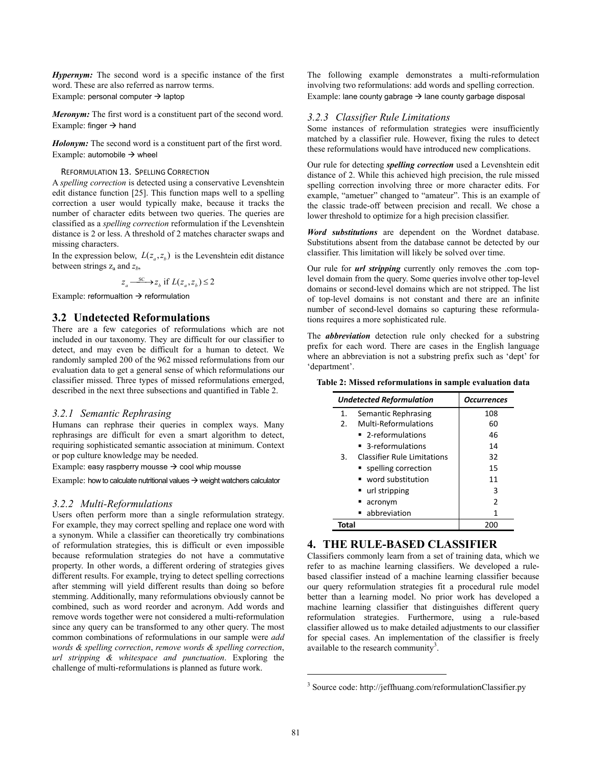***Hypernym:*** The second word is a specific instance of the first word. These are also referred as narrow terms.
Example: personal computer → laptop

***Meronym:*** The first word is a constituent part of the second word.
Example: finger → hand

***Holonym:*** The second word is a constituent part of the first word.
Example: automobile → wheel

REFORMULATION 13. SPELLING CORRECTION

A *spelling correction* is detected using a conservative Levenshtein edit distance function [25]. This function maps well to a spelling correction a user would typically make, because it tracks the number of character edits between two queries. The queries are classified as a *spelling correction* reformulation if the Levenshtein distance is 2 or less. A threshold of 2 matches character swaps and missing characters.

In the expression below, $L(z_a, z_b)$ is the Levenshtein edit distance between strings $z_a$ and $z_b$,

$$z_a \xrightarrow{\text{SC}} z_b \text{ if } L(z_a, z_b) \leq 2$$

Example: reformualtion → reformulation

## 3.2 Undetected Reformulations

There are a few categories of reformulations which are not included in our taxonomy. They are difficult for our classifier to detect, and may even be difficult for a human to detect. We randomly sampled 200 of the 962 missed reformulations from our evaluation data to get a general sense of which reformulations our classifier missed. Three types of missed reformulations emerged, described in the next three subsections and quantified in Table 2.

### *3.2.1 Semantic Rephrasing*

Humans can rephrase their queries in complex ways. Many rephrasings are difficult for even a smart algorithm to detect, requiring sophisticated semantic association at minimum. Context or pop culture knowledge may be needed.

Example: easy raspberry mousse → cool whip mousse

Example: how to calculate nutritional values → weight watchers calculator

### *3.2.2 Multi-Reformulations*

Users often perform more than a single reformulation strategy. For example, they may correct spelling and replace one word with a synonym. While a classifier can theoretically try combinations of reformulation strategies, this is difficult or even impossible because reformulation strategies do not have a commutative property. In other words, a different ordering of strategies gives different results. For example, trying to detect spelling corrections after stemming will yield different results than doing so before stemming. Additionally, many reformulations obviously cannot be combined, such as word reorder and acronym. Add words and remove words together were not considered a multi-reformulation since any query can be transformed to any other query. The most common combinations of reformulations in our sample were *add words & spelling correction*, *remove words & spelling correction*, *url stripping & whitespace and punctuation*. Exploring the challenge of multi-reformulations is planned as future work.

The following example demonstrates a multi-reformulation involving two reformulations: add words and spelling correction.
Example: lane county gabrage → lane county garbage disposal

### *3.2.3 Classifier Rule Limitations*

Some instances of reformulation strategies were insufficiently matched by a classifier rule. However, fixing the rules to detect these reformulations would have introduced new complications.

Our rule for detecting ***spelling correction*** used a Levenshtein edit distance of 2. While this achieved high precision, the rule missed spelling correction involving three or more character edits. For example, "ametuer" changed to "amateur". This is an example of the classic trade-off between precision and recall. We chose a lower threshold to optimize for a high precision classifier.

***Word substitutions*** are dependent on the Wordnet database. Substitutions absent from the database cannot be detected by our classifier. This limitation will likely be solved over time.

Our rule for ***url stripping*** currently only removes the .com top-level domain from the query. Some queries involve other top-level domains or second-level domains which are not stripped. The list of top-level domains is not constant and there are an infinite number of second-level domains so capturing these reformulations requires a more sophisticated rule.

The ***abbreviation*** detection rule only checked for a substring prefix for each word. There are cases in the English language where an abbreviation is not a substring prefix such as 'dept' for 'department'.

**Table 2: Missed reformulations in sample evaluation data**

| *Undetected Reformulation* | *Occurrences* |
|---|---|
| 1. Semantic Rephrasing | 108 |
| 2. Multi-Reformulations | 60 |
| ▪ 2-reformulations | 46 |
| ▪ 3-reformulations | 14 |
| 3. Classifier Rule Limitations | 32 |
| ▪ spelling correction | 15 |
| ▪ word substitution | 11 |
| ▪ url stripping | 3 |
| ▪ acronym | 2 |
| ▪ abbreviation | 1 |
| **Total** | 200 |

# 4. THE RULE-BASED CLASSIFIER

Classifiers commonly learn from a set of training data, which we refer to as machine learning classifiers. We developed a rule-based classifier instead of a machine learning classifier because our query reformulation strategies fit a procedural rule model better than a learning model. No prior work has developed a machine learning classifier that distinguishes different query reformulation strategies. Furthermore, using a rule-based classifier allowed us to make detailed adjustments to our classifier for special cases. An implementation of the classifier is freely available to the research community[3].

[3] Source code: http://jeffhuang.com/reformulationClassifier.py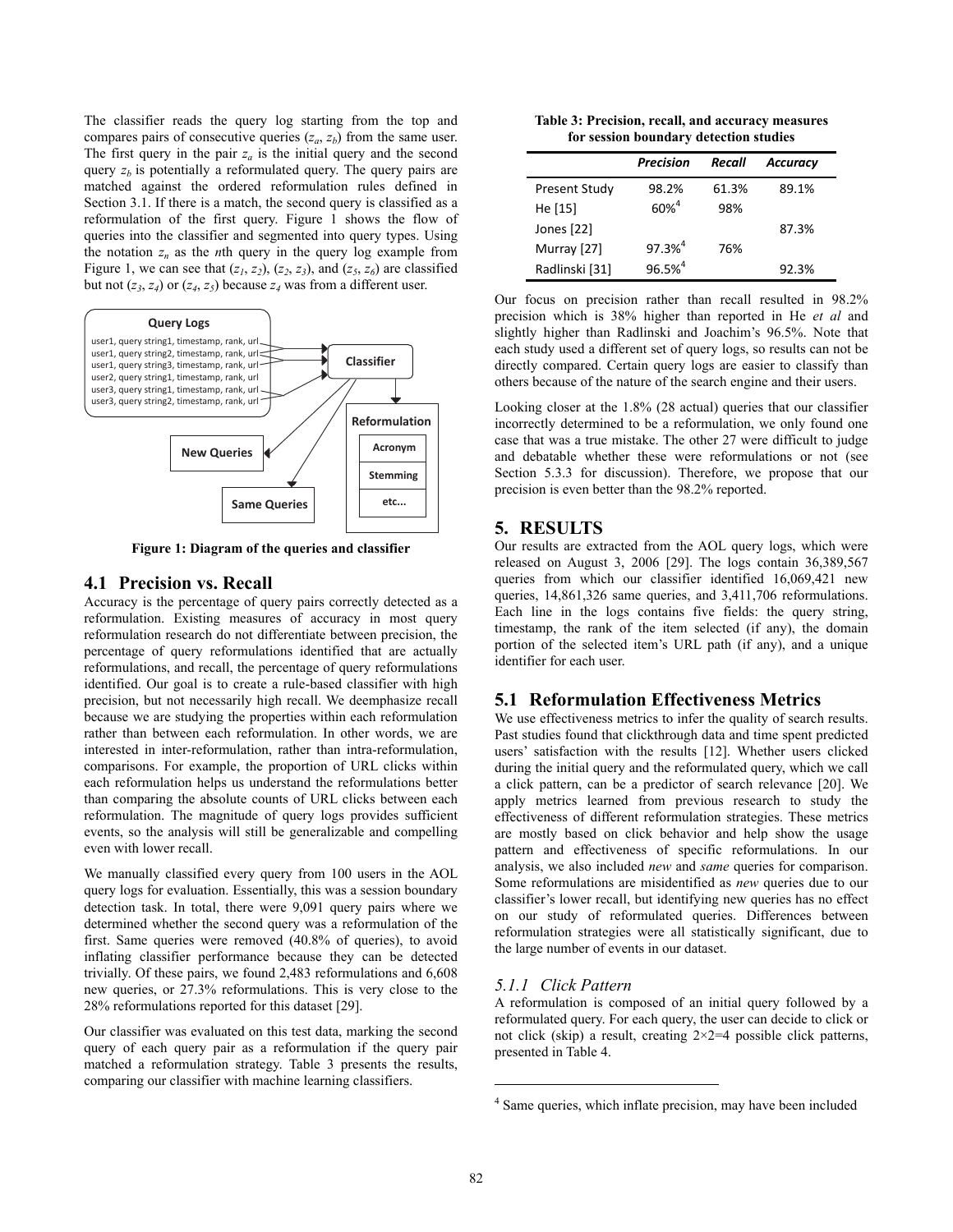The classifier reads the query log starting from the top and compares pairs of consecutive queries ($z_a$, $z_b$) from the same user. The first query in the pair $z_a$ is the initial query and the second query $z_b$ is potentially a reformulated query. The query pairs are matched against the ordered reformulation rules defined in Section 3.1. If there is a match, the second query is classified as a reformulation of the first query. Figure 1 shows the flow of queries into the classifier and segmented into query types. Using the notation $z_n$ as the $n$th query in the query log example from Figure 1, we can see that ($z_1$, $z_2$), ($z_2$, $z_3$), and ($z_5$, $z_6$) are classified but not ($z_3$, $z_4$) or ($z_4$, $z_5$) because $z_4$ was from a different user.

**Figure 1: Diagram of the queries and classifier**

## 4.1 Precision vs. Recall

Accuracy is the percentage of query pairs correctly detected as a reformulation. Existing measures of accuracy in most query reformulation research do not differentiate between precision, the percentage of query reformulations identified that are actually reformulations, and recall, the percentage of query reformulations identified. Our goal is to create a rule-based classifier with high precision, but not necessarily high recall. We deemphasize recall because we are studying the properties within each reformulation rather than between each reformulation. In other words, we are interested in inter-reformulation, rather than intra-reformulation, comparisons. For example, the proportion of URL clicks within each reformulation helps us understand the reformulations better than comparing the absolute counts of URL clicks between each reformulation. The magnitude of query logs provides sufficient events, so the analysis will still be generalizable and compelling even with lower recall.

We manually classified every query from 100 users in the AOL query logs for evaluation. Essentially, this was a session boundary detection task. In total, there were 9,091 query pairs where we determined whether the second query was a reformulation of the first. Same queries were removed (40.8% of queries), to avoid inflating classifier performance because they can be detected trivially. Of these pairs, we found 2,483 reformulations and 6,608 new queries, or 27.3% reformulations. This is very close to the 28% reformulations reported for this dataset [29].

Our classifier was evaluated on this test data, marking the second query of each query pair as a reformulation if the query pair matched a reformulation strategy. Table 3 presents the results, comparing our classifier with machine learning classifiers.

**Table 3: Precision, recall, and accuracy measures for session boundary detection studies**

| | *Precision* | *Recall* | *Accuracy* |
|---|---|---|---|
| Present Study | 98.2% | 61.3% | 89.1% |
| He [15] | 60%[4] | 98% | |
| Jones [22] | | | 87.3% |
| Murray [27] | 97.3%[4] | 76% | |
| Radlinski [31] | 96.5%[4] | | 92.3% |

Our focus on precision rather than recall resulted in 98.2% precision which is 38% higher than reported in He *et al* and slightly higher than Radlinski and Joachim's 96.5%. Note that each study used a different set of query logs, so results can not be directly compared. Certain query logs are easier to classify than others because of the nature of the search engine and their users.

Looking closer at the 1.8% (28 actual) queries that our classifier incorrectly determined to be a reformulation, we only found one case that was a true mistake. The other 27 were difficult to judge and debatable whether these were reformulations or not (see Section 5.3.3 for discussion). Therefore, we propose that our precision is even better than the 98.2% reported.

# 5. RESULTS

Our results are extracted from the AOL query logs, which were released on August 3, 2006 [29]. The logs contain 36,389,567 queries from which our classifier identified 16,069,421 new queries, 14,861,326 same queries, and 3,411,706 reformulations. Each line in the logs contains five fields: the query string, timestamp, the rank of the item selected (if any), the domain portion of the selected item's URL path (if any), and a unique identifier for each user.

## 5.1 Reformulation Effectiveness Metrics

We use effectiveness metrics to infer the quality of search results. Past studies found that clickthrough data and time spent predicted users' satisfaction with the results [12]. Whether users clicked during the initial query and the reformulated query, which we call a click pattern, can be a predictor of search relevance [20]. We apply metrics learned from previous research to study the effectiveness of different reformulation strategies. These metrics are mostly based on click behavior and help show the usage pattern and effectiveness of specific reformulations. In our analysis, we also included *new* and *same* queries for comparison. Some reformulations are misidentified as *new* queries due to our classifier's lower recall, but identifying new queries has no effect on our study of reformulated queries. Differences between reformulation strategies were all statistically significant, due to the large number of events in our dataset.

### *5.1.1 Click Pattern*

A reformulation is composed of an initial query followed by a reformulated query. For each query, the user can decide to click or not click (skip) a result, creating 2×2=4 possible click patterns, presented in Table 4.

---

[4] Same queries, which inflate precision, may have been included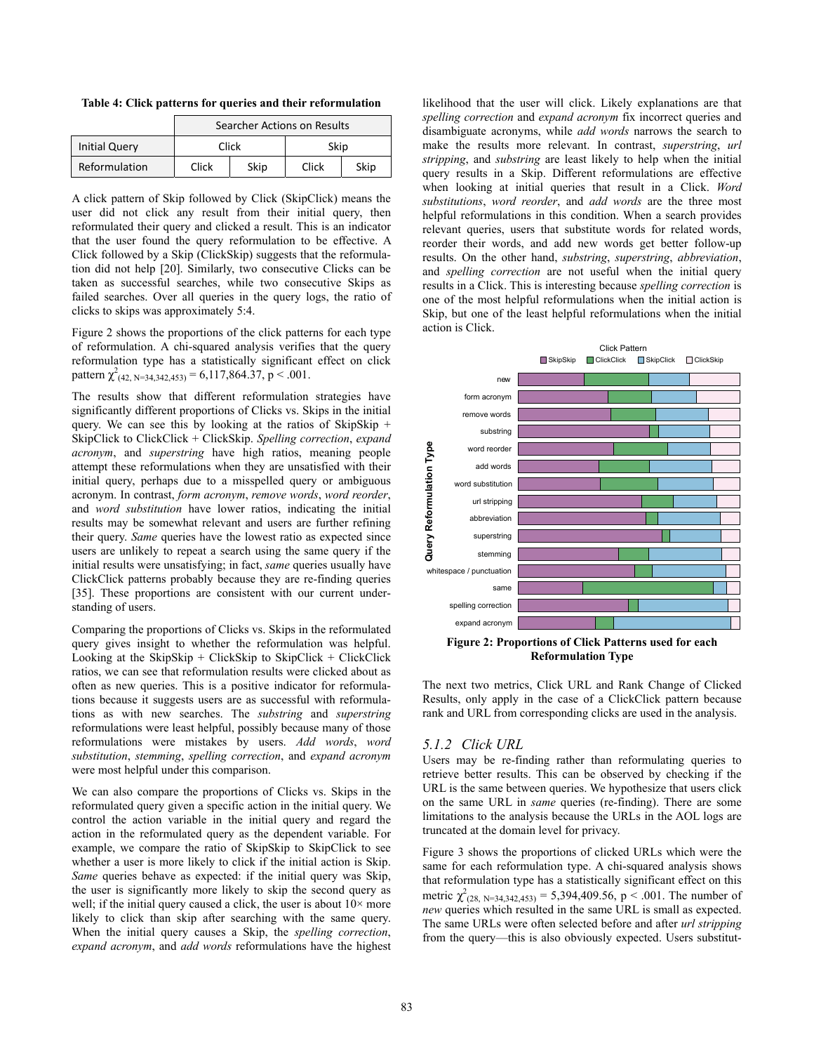**Table 4: Click patterns for queries and their reformulation**

| | Searcher Actions on Results | | | |
|---|---|---|---|---|
| Initial Query | Click | | Skip | |
| Reformulation | Click | Skip | Click | Skip |

A click pattern of Skip followed by Click (SkipClick) means the user did not click any result from their initial query, then reformulated their query and clicked a result. This is an indicator that the user found the query reformulation to be effective. A Click followed by a Skip (ClickSkip) suggests that the reformulation did not help [20]. Similarly, two consecutive Clicks can be taken as successful searches, while two consecutive Skips as failed searches. Over all queries in the query logs, the ratio of clicks to skips was approximately 5:4.

Figure 2 shows the proportions of the click patterns for each type of reformulation. A chi-squared analysis verifies that the query reformulation type has a statistically significant effect on click pattern $\chi^2_{(42,\ N=34{,}342{,}453)} = 6{,}117{,}864.37$, $p < .001$.

The results show that different reformulation strategies have significantly different proportions of Clicks vs. Skips in the initial query. We can see this by looking at the ratios of SkipSkip + SkipClick to ClickClick + ClickSkip. *Spelling correction*, *expand acronym*, and *superstring* have high ratios, meaning people attempt these reformulations when they are unsatisfied with their initial query, perhaps due to a misspelled query or ambiguous acronym. In contrast, *form acronym*, *remove words*, *word reorder*, and *word substitution* have lower ratios, indicating the initial results may be somewhat relevant and users are further refining their query. *Same* queries have the lowest ratio as expected since users are unlikely to repeat a search using the same query if the initial results were unsatisfying; in fact, *same* queries usually have ClickClick patterns probably because they are re-finding queries [35]. These proportions are consistent with our current understanding of users.

Comparing the proportions of Clicks vs. Skips in the reformulated query gives insight to whether the reformulation was helpful. Looking at the SkipSkip + ClickSkip to SkipClick + ClickClick ratios, we can see that reformulation results were clicked about as often as new queries. This is a positive indicator for reformulations because it suggests users are as successful with reformulations as with new searches. The *substring* and *superstring* reformulations were least helpful, possibly because many of those reformulations were mistakes by users. *Add words*, *word substitution*, *stemming*, *spelling correction*, and *expand acronym* were most helpful under this comparison.

We can also compare the proportions of Clicks vs. Skips in the reformulated query given a specific action in the initial query. We control the action variable in the initial query and regard the action in the reformulated query as the dependent variable. For example, we compare the ratio of SkipSkip to SkipClick to see whether a user is more likely to click if the initial action is Skip. *Same* queries behave as expected: if the initial query was Skip, the user is significantly more likely to skip the second query as well; if the initial query caused a click, the user is about 10× more likely to click than skip after searching with the same query. When the initial query causes a Skip, the *spelling correction*, *expand acronym*, and *add words* reformulations have the highest likelihood that the user will click. Likely explanations are that *spelling correction* and *expand acronym* fix incorrect queries and disambiguate acronyms, while *add words* narrows the search to make the results more relevant. In contrast, *superstring*, *url stripping*, and *substring* are least likely to help when the initial query results in a Skip. Different reformulations are effective when looking at initial queries that result in a Click. *Word substitutions*, *word reorder*, and *add words* are the three most helpful reformulations in this condition. When a search provides relevant queries, users that substitute words for related words, reorder their words, and add new words get better follow-up results. On the other hand, *substring*, *superstring*, *abbreviation*, and *spelling correction* are not useful when the initial query results in a Click. This is interesting because *spelling correction* is one of the most helpful reformulations when the initial action is Skip, but one of the least helpful reformulations when the initial action is Click.

**Figure 2: Proportions of Click Patterns used for each Reformulation Type**

The next two metrics, Click URL and Rank Change of Clicked Results, only apply in the case of a ClickClick pattern because rank and URL from corresponding clicks are used in the analysis.

### 5.1.2 Click URL

Users may be re-finding rather than reformulating queries to retrieve better results. This can be observed by checking if the URL is the same between queries. We hypothesize that users click on the same URL in *same* queries (re-finding). There are some limitations to the analysis because the URLs in the AOL logs are truncated at the domain level for privacy.

Figure 3 shows the proportions of clicked URLs which were the same for each reformulation type. A chi-squared analysis shows that reformulation type has a statistically significant effect on this metric $\chi^2_{(28,\ N=34{,}342{,}453)} = 5{,}394{,}409.56$, $p < .001$. The number of *new* queries which resulted in the same URL is small as expected. The same URLs were often selected before and after *url stripping* from the query—this is also obviously expected. Users substitut-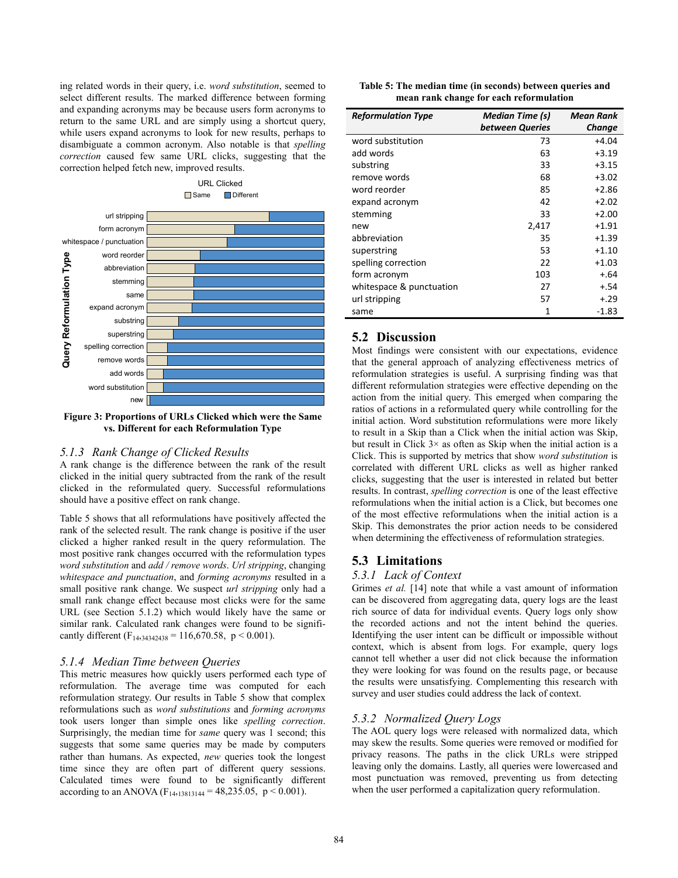ing related words in their query, i.e. *word substitution*, seemed to select different results. The marked difference between forming and expanding acronyms may be because users form acronyms to return to the same URL and are simply using a shortcut query, while users expand acronyms to look for new results, perhaps to disambiguate a common acronym. Also notable is that *spelling correction* caused few same URL clicks, suggesting that the correction helped fetch new, improved results.

**Figure 3: Proportions of URLs Clicked which were the Same vs. Different for each Reformulation Type**

### 5.1.3 Rank Change of Clicked Results

A rank change is the difference between the rank of the result clicked in the initial query subtracted from the rank of the result clicked in the reformulated query. Successful reformulations should have a positive effect on rank change.

Table 5 shows that all reformulations have positively affected the rank of the selected result. The rank change is positive if the user clicked a higher ranked result in the query reformulation. The most positive rank changes occurred with the reformulation types *word substitution* and *add / remove words*. *Url stripping*, changing *whitespace and punctuation*, and *forming acronyms* resulted in a small positive rank change. We suspect *url stripping* only had a small rank change effect because most clicks were for the same URL (see Section 5.1.2) which would likely have the same or similar rank. Calculated rank changes were found to be significantly different ($F_{14,34342438} = 116{,}670.58$, $p < 0.001$).

### 5.1.4 Median Time between Queries

This metric measures how quickly users performed each type of reformulation. The average time was computed for each reformulation strategy. Our results in Table 5 show that complex reformulations such as *word substitutions* and *forming acronyms* took users longer than simple ones like *spelling correction*. Surprisingly, the median time for *same* query was 1 second; this suggests that some same queries may be made by computers rather than humans. As expected, *new* queries took the longest time since they are often part of different query sessions. Calculated times were found to be significantly different according to an ANOVA ($F_{14,13813144} = 48{,}235.05$, $p < 0.001$).

**Table 5: The median time (in seconds) between queries and mean rank change for each reformulation**

| Reformulation Type | Median Time (s) between Queries | Mean Rank Change |
|---|---|---|
| word substitution | 73 | +4.04 |
| add words | 63 | +3.19 |
| substring | 33 | +3.15 |
| remove words | 68 | +3.02 |
| word reorder | 85 | +2.86 |
| expand acronym | 42 | +2.02 |
| stemming | 33 | +2.00 |
| new | 2,417 | +1.91 |
| abbreviation | 35 | +1.39 |
| superstring | 53 | +1.10 |
| spelling correction | 22 | +1.03 |
| form acronym | 103 | +.64 |
| whitespace & punctuation | 27 | +.54 |
| url stripping | 57 | +.29 |
| same | 1 | -1.83 |

## 5.2 Discussion

Most findings were consistent with our expectations, evidence that the general approach of analyzing effectiveness metrics of reformulation strategies is useful. A surprising finding was that different reformulation strategies were effective depending on the action from the initial query. This emerged when comparing the ratios of actions in a reformulated query while controlling for the initial action. Word substitution reformulations were more likely to result in a Skip than a Click when the initial action was Skip, but result in Click 3× as often as Skip when the initial action is a Click. This is supported by metrics that show *word substitution* is correlated with different URL clicks as well as higher ranked clicks, suggesting that the user is interested in related but better results. In contrast, *spelling correction* is one of the least effective reformulations when the initial action is a Click, but becomes one of the most effective reformulations when the initial action is a Skip. This demonstrates the prior action needs to be considered when determining the effectiveness of reformulation strategies.

## 5.3 Limitations

### 5.3.1 Lack of Context

Grimes *et al.* [14] note that while a vast amount of information can be discovered from aggregating data, query logs are the least rich source of data for individual events. Query logs only show the recorded actions and not the intent behind the queries. Identifying the user intent can be difficult or impossible without context, which is absent from logs. For example, query logs cannot tell whether a user did not click because the information they were looking for was found on the results page, or because the results were unsatisfying. Complementing this research with survey and user studies could address the lack of context.

### 5.3.2 Normalized Query Logs

The AOL query logs were released with normalized data, which may skew the results. Some queries were removed or modified for privacy reasons. The paths in the click URLs were stripped leaving only the domains. Lastly, all queries were lowercased and most punctuation was removed, preventing us from detecting when the user performed a capitalization query reformulation.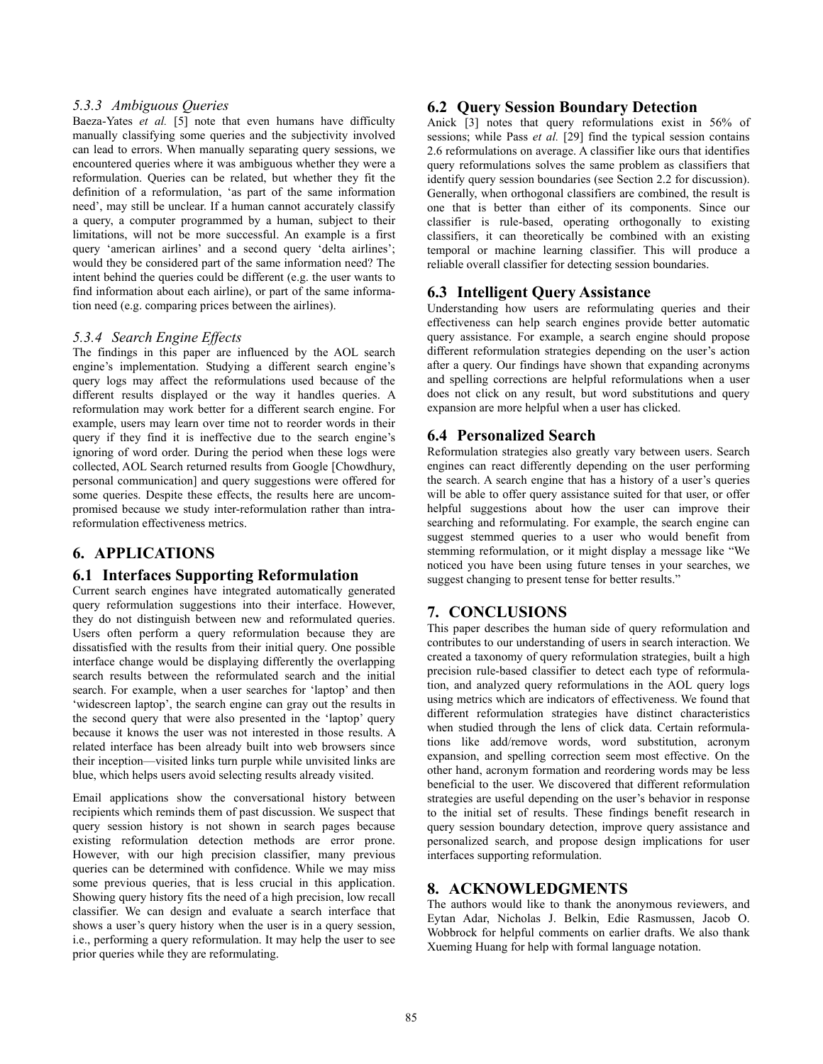#### 5.3.3 Ambiguous Queries

Baeza-Yates *et al.* [5] note that even humans have difficulty manually classifying some queries and the subjectivity involved can lead to errors. When manually separating query sessions, we encountered queries where it was ambiguous whether they were a reformulation. Queries can be related, but whether they fit the definition of a reformulation, 'as part of the same information need', may still be unclear. If a human cannot accurately classify a query, a computer programmed by a human, subject to their limitations, will not be more successful. An example is a first query 'american airlines' and a second query 'delta airlines'; would they be considered part of the same information need? The intent behind the queries could be different (e.g. the user wants to find information about each airline), or part of the same information need (e.g. comparing prices between the airlines).

#### 5.3.4 Search Engine Effects

The findings in this paper are influenced by the AOL search engine's implementation. Studying a different search engine's query logs may affect the reformulations used because of the different results displayed or the way it handles queries. A reformulation may work better for a different search engine. For example, users may learn over time not to reorder words in their query if they find it is ineffective due to the search engine's ignoring of word order. During the period when these logs were collected, AOL Search returned results from Google [Chowdhury, personal communication] and query suggestions were offered for some queries. Despite these effects, the results here are uncompromised because we study inter-reformulation rather than intra-reformulation effectiveness metrics.

## 6. APPLICATIONS

### 6.1 Interfaces Supporting Reformulation

Current search engines have integrated automatically generated query reformulation suggestions into their interface. However, they do not distinguish between new and reformulated queries. Users often perform a query reformulation because they are dissatisfied with the results from their initial query. One possible interface change would be displaying differently the overlapping search results between the reformulated search and the initial search. For example, when a user searches for 'laptop' and then 'widescreen laptop', the search engine can gray out the results in the second query that were also presented in the 'laptop' query because it knows the user was not interested in those results. A related interface has been already built into web browsers since their inception—visited links turn purple while unvisited links are blue, which helps users avoid selecting results already visited.

Email applications show the conversational history between recipients which reminds them of past discussion. We suspect that query session history is not shown in search pages because existing reformulation detection methods are error prone. However, with our high precision classifier, many previous queries can be determined with confidence. While we may miss some previous queries, that is less crucial in this application. Showing query history fits the need of a high precision, low recall classifier. We can design and evaluate a search interface that shows a user's query history when the user is in a query session, i.e., performing a query reformulation. It may help the user to see prior queries while they are reformulating.

### 6.2 Query Session Boundary Detection

Anick [3] notes that query reformulations exist in 56% of sessions; while Pass *et al.* [29] find the typical session contains 2.6 reformulations on average. A classifier like ours that identifies query reformulations solves the same problem as classifiers that identify query session boundaries (see Section 2.2 for discussion). Generally, when orthogonal classifiers are combined, the result is one that is better than either of its components. Since our classifier is rule-based, operating orthogonally to existing classifiers, it can theoretically be combined with an existing temporal or machine learning classifier. This will produce a reliable overall classifier for detecting session boundaries.

### 6.3 Intelligent Query Assistance

Understanding how users are reformulating queries and their effectiveness can help search engines provide better automatic query assistance. For example, a search engine should propose different reformulation strategies depending on the user's action after a query. Our findings have shown that expanding acronyms and spelling corrections are helpful reformulations when a user does not click on any result, but word substitutions and query expansion are more helpful when a user has clicked.

### 6.4 Personalized Search

Reformulation strategies also greatly vary between users. Search engines can react differently depending on the user performing the search. A search engine that has a history of a user's queries will be able to offer query assistance suited for that user, or offer helpful suggestions about how the user can improve their searching and reformulating. For example, the search engine can suggest stemmed queries to a user who would benefit from stemming reformulation, or it might display a message like "We noticed you have been using future tenses in your searches, we suggest changing to present tense for better results."

## 7. CONCLUSIONS

This paper describes the human side of query reformulation and contributes to our understanding of users in search interaction. We created a taxonomy of query reformulation strategies, built a high precision rule-based classifier to detect each type of reformulation, and analyzed query reformulations in the AOL query logs using metrics which are indicators of effectiveness. We found that different reformulation strategies have distinct characteristics when studied through the lens of click data. Certain reformulations like add/remove words, word substitution, acronym expansion, and spelling correction seem most effective. On the other hand, acronym formation and reordering words may be less beneficial to the user. We discovered that different reformulation strategies are useful depending on the user's behavior in response to the initial set of results. These findings benefit research in query session boundary detection, improve query assistance and personalized search, and propose design implications for user interfaces supporting reformulation.

## 8. ACKNOWLEDGMENTS

The authors would like to thank the anonymous reviewers, and Eytan Adar, Nicholas J. Belkin, Edie Rasmussen, Jacob O. Wobbrock for helpful comments on earlier drafts. We also thank Xueming Huang for help with formal language notation.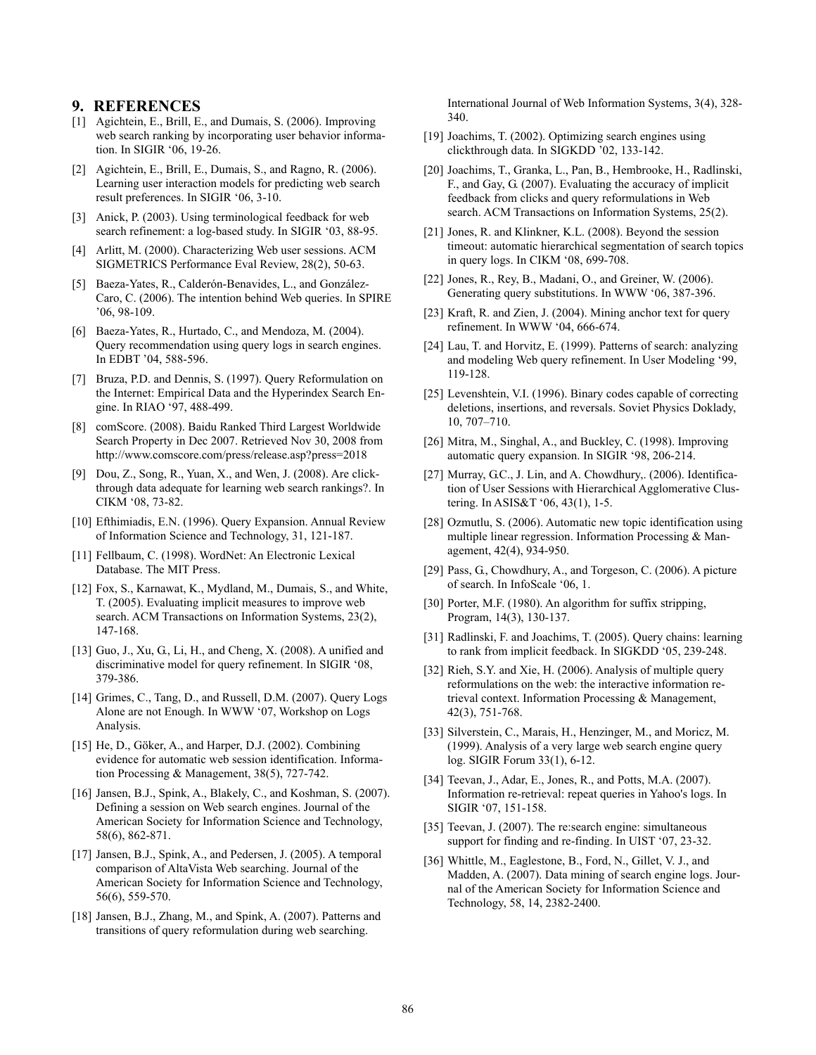## 9. REFERENCES

[1] Agichtein, E., Brill, E., and Dumais, S. (2006). Improving web search ranking by incorporating user behavior information. In SIGIR '06, 19-26.

[2] Agichtein, E., Brill, E., Dumais, S., and Ragno, R. (2006). Learning user interaction models for predicting web search result preferences. In SIGIR '06, 3-10.

[3] Anick, P. (2003). Using terminological feedback for web search refinement: a log-based study. In SIGIR '03, 88-95.

[4] Arlitt, M. (2000). Characterizing Web user sessions. ACM SIGMETRICS Performance Eval Review, 28(2), 50-63.

[5] Baeza-Yates, R., Calderón-Benavides, L., and González-Caro, C. (2006). The intention behind Web queries. In SPIRE '06, 98-109.

[6] Baeza-Yates, R., Hurtado, C., and Mendoza, M. (2004). Query recommendation using query logs in search engines. In EDBT '04, 588-596.

[7] Bruza, P.D. and Dennis, S. (1997). Query Reformulation on the Internet: Empirical Data and the Hyperindex Search Engine. In RIAO '97, 488-499.

[8] comScore. (2008). Baidu Ranked Third Largest Worldwide Search Property in Dec 2007. Retrieved Nov 30, 2008 from http://www.comscore.com/press/release.asp?press=2018

[9] Dou, Z., Song, R., Yuan, X., and Wen, J. (2008). Are click-through data adequate for learning web search rankings?. In CIKM '08, 73-82.

[10] Efthimiadis, E.N. (1996). Query Expansion. Annual Review of Information Science and Technology, 31, 121-187.

[11] Fellbaum, C. (1998). WordNet: An Electronic Lexical Database. The MIT Press.

[12] Fox, S., Karnawat, K., Mydland, M., Dumais, S., and White, T. (2005). Evaluating implicit measures to improve web search. ACM Transactions on Information Systems, 23(2), 147-168.

[13] Guo, J., Xu, G., Li, H., and Cheng, X. (2008). A unified and discriminative model for query refinement. In SIGIR '08, 379-386.

[14] Grimes, C., Tang, D., and Russell, D.M. (2007). Query Logs Alone are not Enough. In WWW '07, Workshop on Logs Analysis.

[15] He, D., Göker, A., and Harper, D.J. (2002). Combining evidence for automatic web session identification. Information Processing & Management, 38(5), 727-742.

[16] Jansen, B.J., Spink, A., Blakely, C., and Koshman, S. (2007). Defining a session on Web search engines. Journal of the American Society for Information Science and Technology, 58(6), 862-871.

[17] Jansen, B.J., Spink, A., and Pedersen, J. (2005). A temporal comparison of AltaVista Web searching. Journal of the American Society for Information Science and Technology, 56(6), 559-570.

[18] Jansen, B.J., Zhang, M., and Spink, A. (2007). Patterns and transitions of query reformulation during web searching. International Journal of Web Information Systems, 3(4), 328-340.

[19] Joachims, T. (2002). Optimizing search engines using clickthrough data. In SIGKDD '02, 133-142.

[20] Joachims, T., Granka, L., Pan, B., Hembrooke, H., Radlinski, F., and Gay, G. (2007). Evaluating the accuracy of implicit feedback from clicks and query reformulations in Web search. ACM Transactions on Information Systems, 25(2).

[21] Jones, R. and Klinkner, K.L. (2008). Beyond the session timeout: automatic hierarchical segmentation of search topics in query logs. In CIKM '08, 699-708.

[22] Jones, R., Rey, B., Madani, O., and Greiner, W. (2006). Generating query substitutions. In WWW '06, 387-396.

[23] Kraft, R. and Zien, J. (2004). Mining anchor text for query refinement. In WWW '04, 666-674.

[24] Lau, T. and Horvitz, E. (1999). Patterns of search: analyzing and modeling Web query refinement. In User Modeling '99, 119-128.

[25] Levenshtein, V.I. (1996). Binary codes capable of correcting deletions, insertions, and reversals. Soviet Physics Doklady, 10, 707–710.

[26] Mitra, M., Singhal, A., and Buckley, C. (1998). Improving automatic query expansion. In SIGIR '98, 206-214.

[27] Murray, G.C., J. Lin, and A. Chowdhury,. (2006). Identification of User Sessions with Hierarchical Agglomerative Clustering. In ASIS&T '06, 43(1), 1-5.

[28] Ozmutlu, S. (2006). Automatic new topic identification using multiple linear regression. Information Processing & Management, 42(4), 934-950.

[29] Pass, G., Chowdhury, A., and Torgeson, C. (2006). A picture of search. In InfoScale '06, 1.

[30] Porter, M.F. (1980). An algorithm for suffix stripping, Program, 14(3), 130-137.

[31] Radlinski, F. and Joachims, T. (2005). Query chains: learning to rank from implicit feedback. In SIGKDD '05, 239-248.

[32] Rieh, S.Y. and Xie, H. (2006). Analysis of multiple query reformulations on the web: the interactive information retrieval context. Information Processing & Management, 42(3), 751-768.

[33] Silverstein, C., Marais, H., Henzinger, M., and Moricz, M. (1999). Analysis of a very large web search engine query log. SIGIR Forum 33(1), 6-12.

[34] Teevan, J., Adar, E., Jones, R., and Potts, M.A. (2007). Information re-retrieval: repeat queries in Yahoo's logs. In SIGIR '07, 151-158.

[35] Teevan, J. (2007). The re:search engine: simultaneous support for finding and re-finding. In UIST '07, 23-32.

[36] Whittle, M., Eaglestone, B., Ford, N., Gillet, V. J., and Madden, A. (2007). Data mining of search engine logs. Journal of the American Society for Information Science and Technology, 58, 14, 2382-2400.